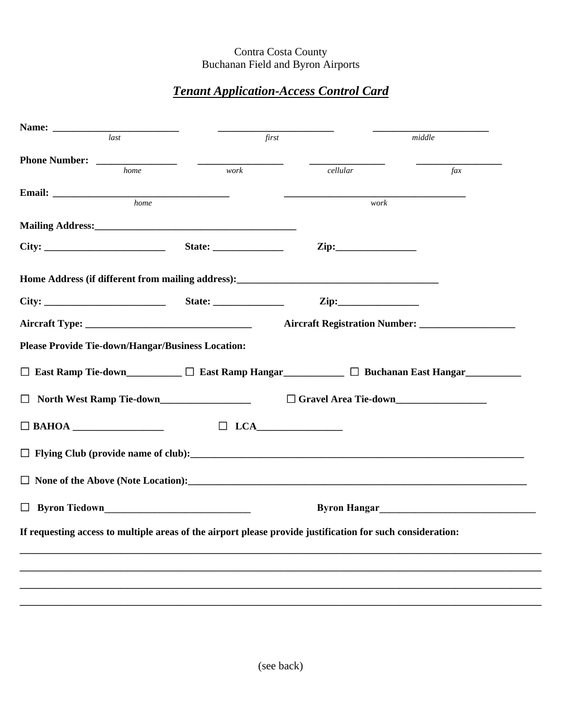Contra Costa County
Buchanan Field and Byron Airports

## ***Tenant Application-Access Control Card***

**Name:** ________________________ ________________________ ________________________
*last* *first* *middle*

**Phone Number:** ________________ ________________ ________________ ________________
*home* *work* *cellular* *fax*

**Email:** ________________________________ ________________________________
*home* *work*

**Mailing Address:**________________________________________

**City:** ________________________ **State:** ______________ **Zip:**________________

**Home Address (if different from mailing address):**________________________________________

**City:** ________________________ **State:** ______________ **Zip:**________________

**Aircraft Type:** ________________________________ **Aircraft Registration Number:** ___________________

**Please Provide Tie-down/Hangar/Business Location:**

☐ **East Ramp Tie-down**___________ ☐ **East Ramp Hangar**____________ ☐ **Buchanan East Hangar**___________

☐ **North West Ramp Tie-down**_________________ ☐ **Gravel Area Tie-down**_________________

☐ **BAHOA** _________________ ☐ **LCA**_________________

☐ **Flying Club (provide name of club):**____________________________________________________________________

☐ **None of the Above (Note Location):**____________________________________________________________________

☐ **Byron Tiedown**_____________________________ **Byron Hangar**_______________________________

**If requesting access to multiple areas of the airport please provide justification for such consideration:**

____________________________________________________________________________________________________

____________________________________________________________________________________________________

____________________________________________________________________________________________________

____________________________________________________________________________________________________

(see back)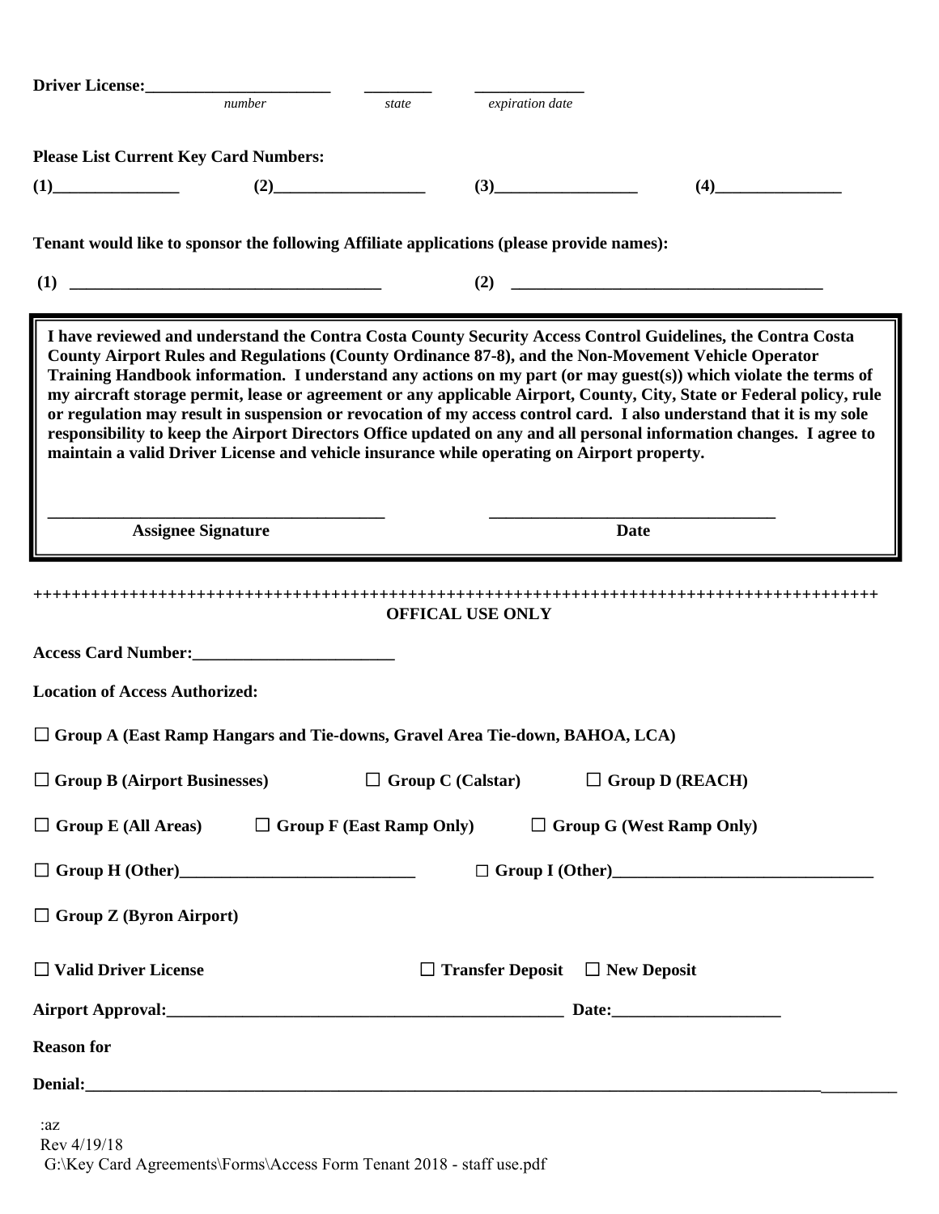**Driver License:**______________________ ________ _____________
*number* *state* *expiration date*

**Please List Current Key Card Numbers:**

**(1)**_______________ **(2)**__________________ **(3)**_________________ **(4)**_______________

**Tenant would like to sponsor the following Affiliate applications (please provide names):**

**(1)** _____________________________________ **(2)** _____________________________________

**I have reviewed and understand the Contra Costa County Security Access Control Guidelines, the Contra Costa County Airport Rules and Regulations (County Ordinance 87-8), and the Non-Movement Vehicle Operator Training Handbook information. I understand any actions on my part (or may guest(s)) which violate the terms of my aircraft storage permit, lease or agreement or any applicable Airport, County, City, State or Federal policy, rule or regulation may result in suspension or revocation of my access control card. I also understand that it is my sole responsibility to keep the Airport Directors Office updated on any and all personal information changes. I agree to maintain a valid Driver License and vehicle insurance while operating on Airport property.**

________________________________________ __________________________________
**Assignee Signature** **Date**

++++++++++++++++++++++++++++++++++++++++++++++++++++++++++++++++++++++++++++++++++++++++

**OFFICAL USE ONLY**

**Access Card Number:**________________________

**Location of Access Authorized:**

☐ **Group A (East Ramp Hangars and Tie-downs, Gravel Area Tie-down, BAHOA, LCA)**

☐ **Group B (Airport Businesses)** ☐ **Group C (Calstar)** ☐ **Group D (REACH)**

☐ **Group E (All Areas)** ☐ **Group F (East Ramp Only)** ☐ **Group G (West Ramp Only)**

☐ **Group H (Other)**____________________________ ☐ **Group I (Other)**_______________________________

☐ **Group Z (Byron Airport)**

☐ **Valid Driver License** ☐ **Transfer Deposit** ☐ **New Deposit**

**Airport Approval:**_________________________________________________ **Date:**____________________

**Reason for**

**Denial:**____________________________________________________________________________________________

:az
Rev 4/19/18
G:\Key Card Agreements\Forms\Access Form Tenant 2018 - staff use.pdf